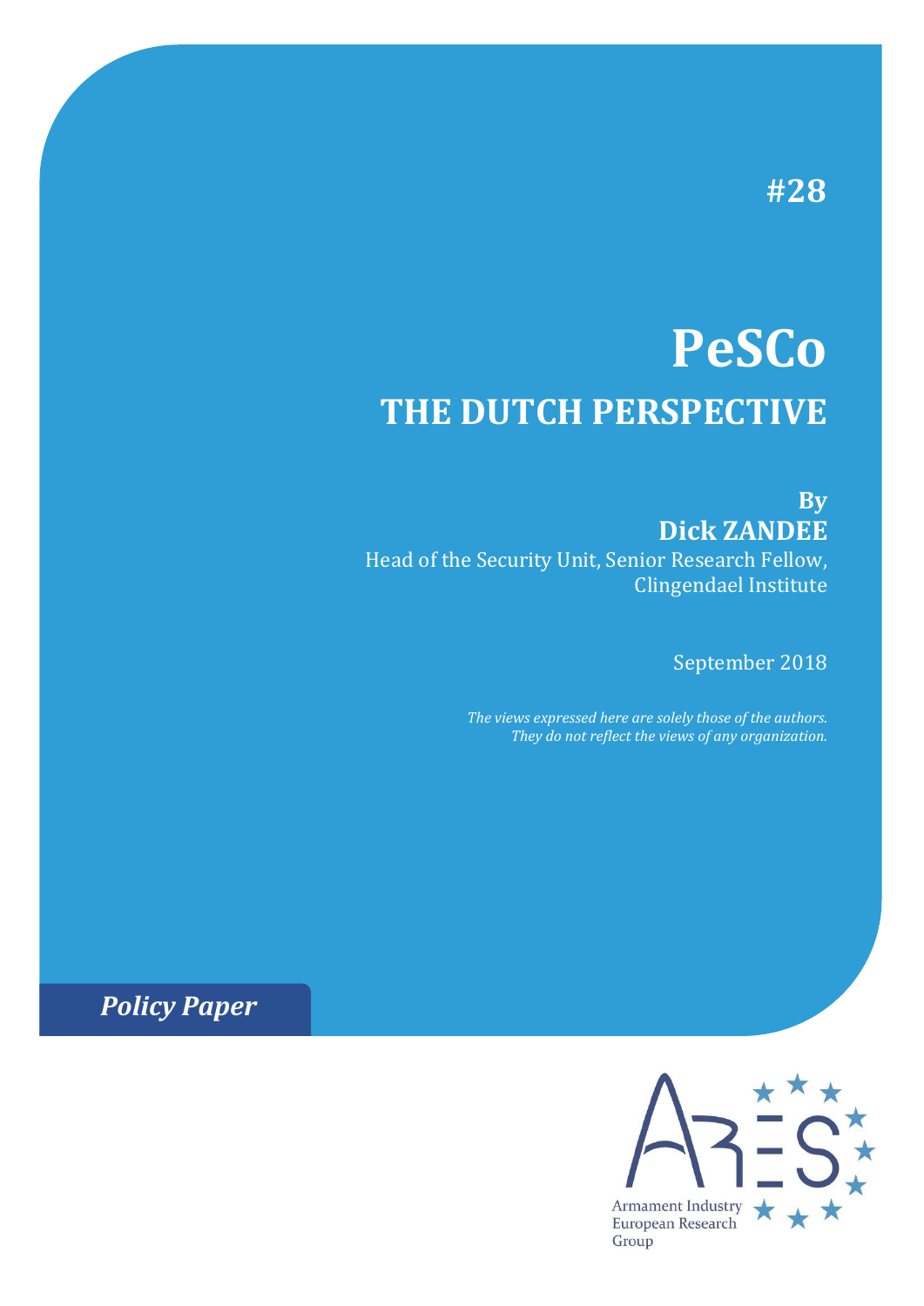#28

# PeSCo

## THE DUTCH PERSPECTIVE

**By**
**Dick ZANDEE**
Head of the Security Unit, Senior Research Fellow,
Clingendael Institute

September 2018

*The views expressed here are solely those of the authors.*
*They do not reflect the views of any organization.*

***Policy Paper***

Armament Industry
European Research
Group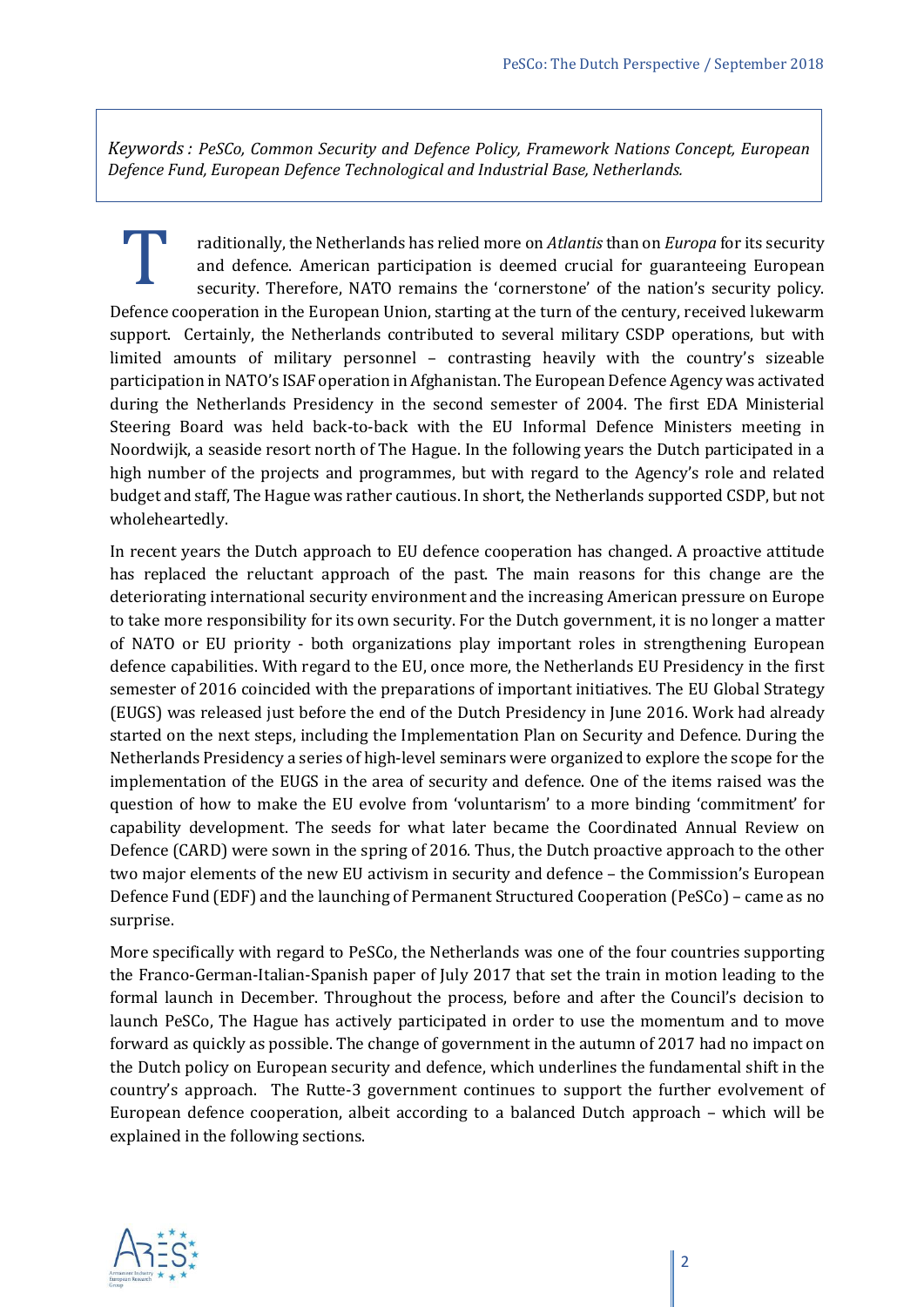*Keywords : PeSCo, Common Security and Defence Policy, Framework Nations Concept, European Defence Fund, European Defence Technological and Industrial Base, Netherlands.*

Traditionally, the Netherlands has relied more on *Atlantis* than on *Europa* for its security and defence. American participation is deemed crucial for guaranteeing European security. Therefore, NATO remains the 'cornerstone' of the nation's security policy. Defence cooperation in the European Union, starting at the turn of the century, received lukewarm support. Certainly, the Netherlands contributed to several military CSDP operations, but with limited amounts of military personnel – contrasting heavily with the country's sizeable participation in NATO's ISAF operation in Afghanistan. The European Defence Agency was activated during the Netherlands Presidency in the second semester of 2004. The first EDA Ministerial Steering Board was held back-to-back with the EU Informal Defence Ministers meeting in Noordwijk, a seaside resort north of The Hague. In the following years the Dutch participated in a high number of the projects and programmes, but with regard to the Agency's role and related budget and staff, The Hague was rather cautious. In short, the Netherlands supported CSDP, but not wholeheartedly.

In recent years the Dutch approach to EU defence cooperation has changed. A proactive attitude has replaced the reluctant approach of the past. The main reasons for this change are the deteriorating international security environment and the increasing American pressure on Europe to take more responsibility for its own security. For the Dutch government, it is no longer a matter of NATO or EU priority - both organizations play important roles in strengthening European defence capabilities. With regard to the EU, once more, the Netherlands EU Presidency in the first semester of 2016 coincided with the preparations of important initiatives. The EU Global Strategy (EUGS) was released just before the end of the Dutch Presidency in June 2016. Work had already started on the next steps, including the Implementation Plan on Security and Defence. During the Netherlands Presidency a series of high-level seminars were organized to explore the scope for the implementation of the EUGS in the area of security and defence. One of the items raised was the question of how to make the EU evolve from 'voluntarism' to a more binding 'commitment' for capability development. The seeds for what later became the Coordinated Annual Review on Defence (CARD) were sown in the spring of 2016. Thus, the Dutch proactive approach to the other two major elements of the new EU activism in security and defence – the Commission's European Defence Fund (EDF) and the launching of Permanent Structured Cooperation (PeSCo) – came as no surprise.

More specifically with regard to PeSCo, the Netherlands was one of the four countries supporting the Franco-German-Italian-Spanish paper of July 2017 that set the train in motion leading to the formal launch in December. Throughout the process, before and after the Council's decision to launch PeSCo, The Hague has actively participated in order to use the momentum and to move forward as quickly as possible. The change of government in the autumn of 2017 had no impact on the Dutch policy on European security and defence, which underlines the fundamental shift in the country's approach. The Rutte-3 government continues to support the further evolvement of European defence cooperation, albeit according to a balanced Dutch approach – which will be explained in the following sections.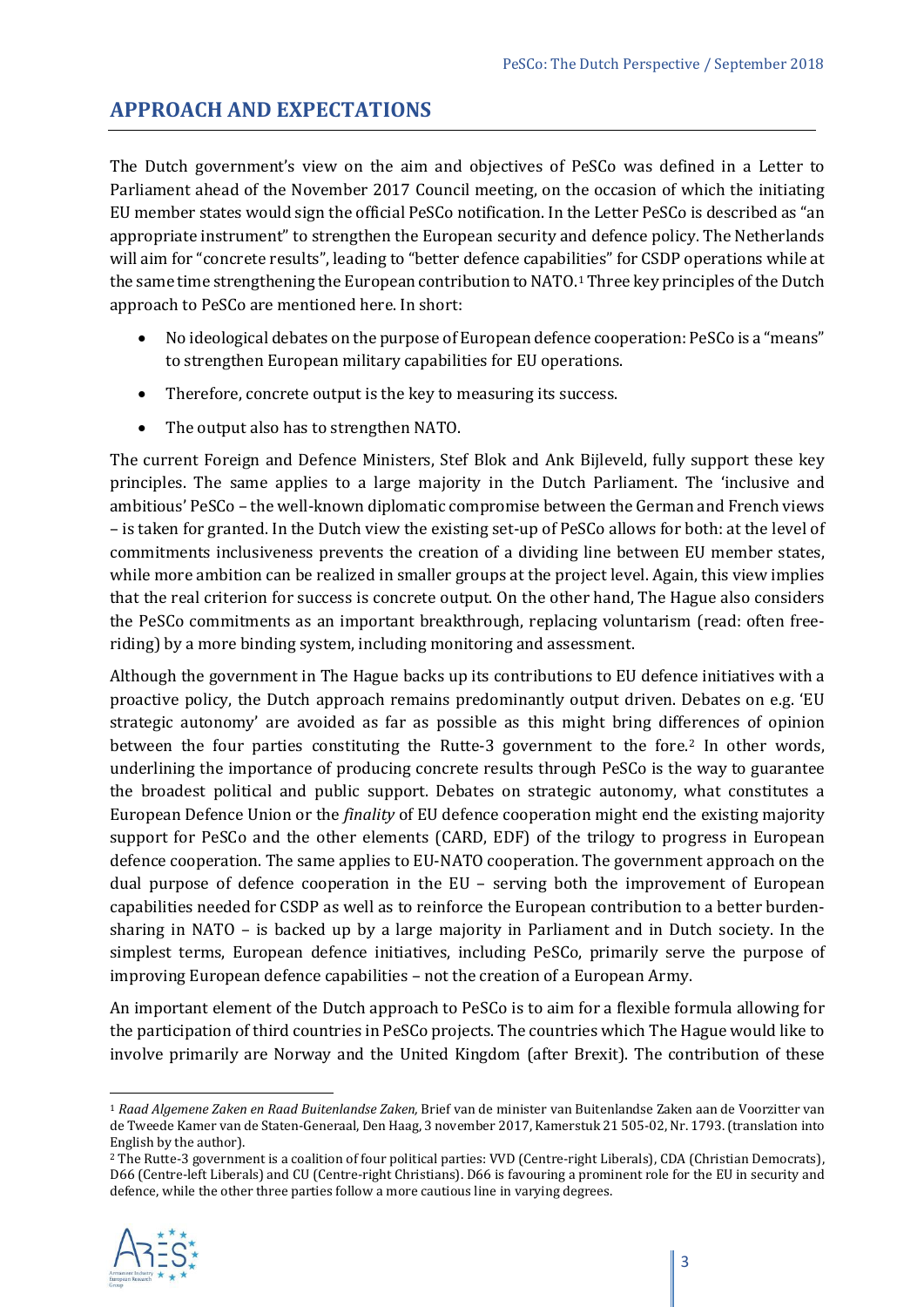## APPROACH AND EXPECTATIONS

The Dutch government's view on the aim and objectives of PeSCo was defined in a Letter to Parliament ahead of the November 2017 Council meeting, on the occasion of which the initiating EU member states would sign the official PeSCo notification. In the Letter PeSCo is described as "an appropriate instrument" to strengthen the European security and defence policy. The Netherlands will aim for "concrete results", leading to "better defence capabilities" for CSDP operations while at the same time strengthening the European contribution to NATO.[1] Three key principles of the Dutch approach to PeSCo are mentioned here. In short:

- No ideological debates on the purpose of European defence cooperation: PeSCo is a "means" to strengthen European military capabilities for EU operations.
- Therefore, concrete output is the key to measuring its success.
- The output also has to strengthen NATO.

The current Foreign and Defence Ministers, Stef Blok and Ank Bijleveld, fully support these key principles. The same applies to a large majority in the Dutch Parliament. The 'inclusive and ambitious' PeSCo – the well-known diplomatic compromise between the German and French views – is taken for granted. In the Dutch view the existing set-up of PeSCo allows for both: at the level of commitments inclusiveness prevents the creation of a dividing line between EU member states, while more ambition can be realized in smaller groups at the project level. Again, this view implies that the real criterion for success is concrete output. On the other hand, The Hague also considers the PeSCo commitments as an important breakthrough, replacing voluntarism (read: often free-riding) by a more binding system, including monitoring and assessment.

Although the government in The Hague backs up its contributions to EU defence initiatives with a proactive policy, the Dutch approach remains predominantly output driven. Debates on e.g. 'EU strategic autonomy' are avoided as far as possible as this might bring differences of opinion between the four parties constituting the Rutte-3 government to the fore.[2] In other words, underlining the importance of producing concrete results through PeSCo is the way to guarantee the broadest political and public support. Debates on strategic autonomy, what constitutes a European Defence Union or the *finality* of EU defence cooperation might end the existing majority support for PeSCo and the other elements (CARD, EDF) of the trilogy to progress in European defence cooperation. The same applies to EU-NATO cooperation. The government approach on the dual purpose of defence cooperation in the EU – serving both the improvement of European capabilities needed for CSDP as well as to reinforce the European contribution to a better burden-sharing in NATO – is backed up by a large majority in Parliament and in Dutch society. In the simplest terms, European defence initiatives, including PeSCo, primarily serve the purpose of improving European defence capabilities – not the creation of a European Army.

An important element of the Dutch approach to PeSCo is to aim for a flexible formula allowing for the participation of third countries in PeSCo projects. The countries which The Hague would like to involve primarily are Norway and the United Kingdom (after Brexit). The contribution of these

---

[1] *Raad Algemene Zaken en Raad Buitenlandse Zaken,* Brief van de minister van Buitenlandse Zaken aan de Voorzitter van de Tweede Kamer van de Staten-Generaal, Den Haag, 3 november 2017, Kamerstuk 21 505-02, Nr. 1793. (translation into English by the author).

[2] The Rutte-3 government is a coalition of four political parties: VVD (Centre-right Liberals), CDA (Christian Democrats), D66 (Centre-left Liberals) and CU (Centre-right Christians). D66 is favouring a prominent role for the EU in security and defence, while the other three parties follow a more cautious line in varying degrees.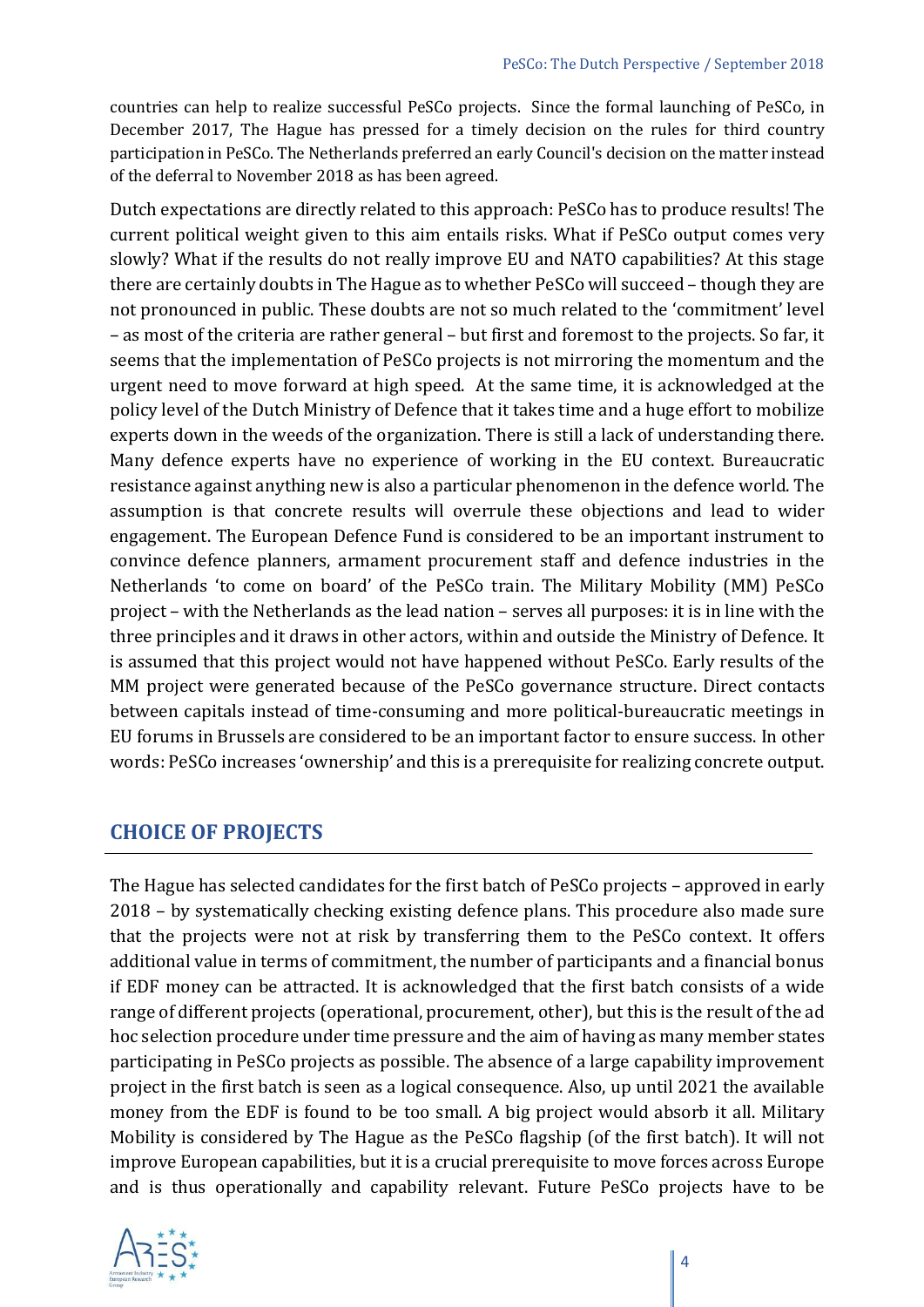countries can help to realize successful PeSCo projects. Since the formal launching of PeSCo, in December 2017, The Hague has pressed for a timely decision on the rules for third country participation in PeSCo. The Netherlands preferred an early Council's decision on the matter instead of the deferral to November 2018 as has been agreed.

Dutch expectations are directly related to this approach: PeSCo has to produce results! The current political weight given to this aim entails risks. What if PeSCo output comes very slowly? What if the results do not really improve EU and NATO capabilities? At this stage there are certainly doubts in The Hague as to whether PeSCo will succeed – though they are not pronounced in public. These doubts are not so much related to the 'commitment' level – as most of the criteria are rather general – but first and foremost to the projects. So far, it seems that the implementation of PeSCo projects is not mirroring the momentum and the urgent need to move forward at high speed. At the same time, it is acknowledged at the policy level of the Dutch Ministry of Defence that it takes time and a huge effort to mobilize experts down in the weeds of the organization. There is still a lack of understanding there. Many defence experts have no experience of working in the EU context. Bureaucratic resistance against anything new is also a particular phenomenon in the defence world. The assumption is that concrete results will overrule these objections and lead to wider engagement. The European Defence Fund is considered to be an important instrument to convince defence planners, armament procurement staff and defence industries in the Netherlands 'to come on board' of the PeSCo train. The Military Mobility (MM) PeSCo project – with the Netherlands as the lead nation – serves all purposes: it is in line with the three principles and it draws in other actors, within and outside the Ministry of Defence. It is assumed that this project would not have happened without PeSCo. Early results of the MM project were generated because of the PeSCo governance structure. Direct contacts between capitals instead of time-consuming and more political-bureaucratic meetings in EU forums in Brussels are considered to be an important factor to ensure success. In other words: PeSCo increases 'ownership' and this is a prerequisite for realizing concrete output.

## CHOICE OF PROJECTS

The Hague has selected candidates for the first batch of PeSCo projects – approved in early 2018 – by systematically checking existing defence plans. This procedure also made sure that the projects were not at risk by transferring them to the PeSCo context. It offers additional value in terms of commitment, the number of participants and a financial bonus if EDF money can be attracted. It is acknowledged that the first batch consists of a wide range of different projects (operational, procurement, other), but this is the result of the ad hoc selection procedure under time pressure and the aim of having as many member states participating in PeSCo projects as possible. The absence of a large capability improvement project in the first batch is seen as a logical consequence. Also, up until 2021 the available money from the EDF is found to be too small. A big project would absorb it all. Military Mobility is considered by The Hague as the PeSCo flagship (of the first batch). It will not improve European capabilities, but it is a crucial prerequisite to move forces across Europe and is thus operationally and capability relevant. Future PeSCo projects have to be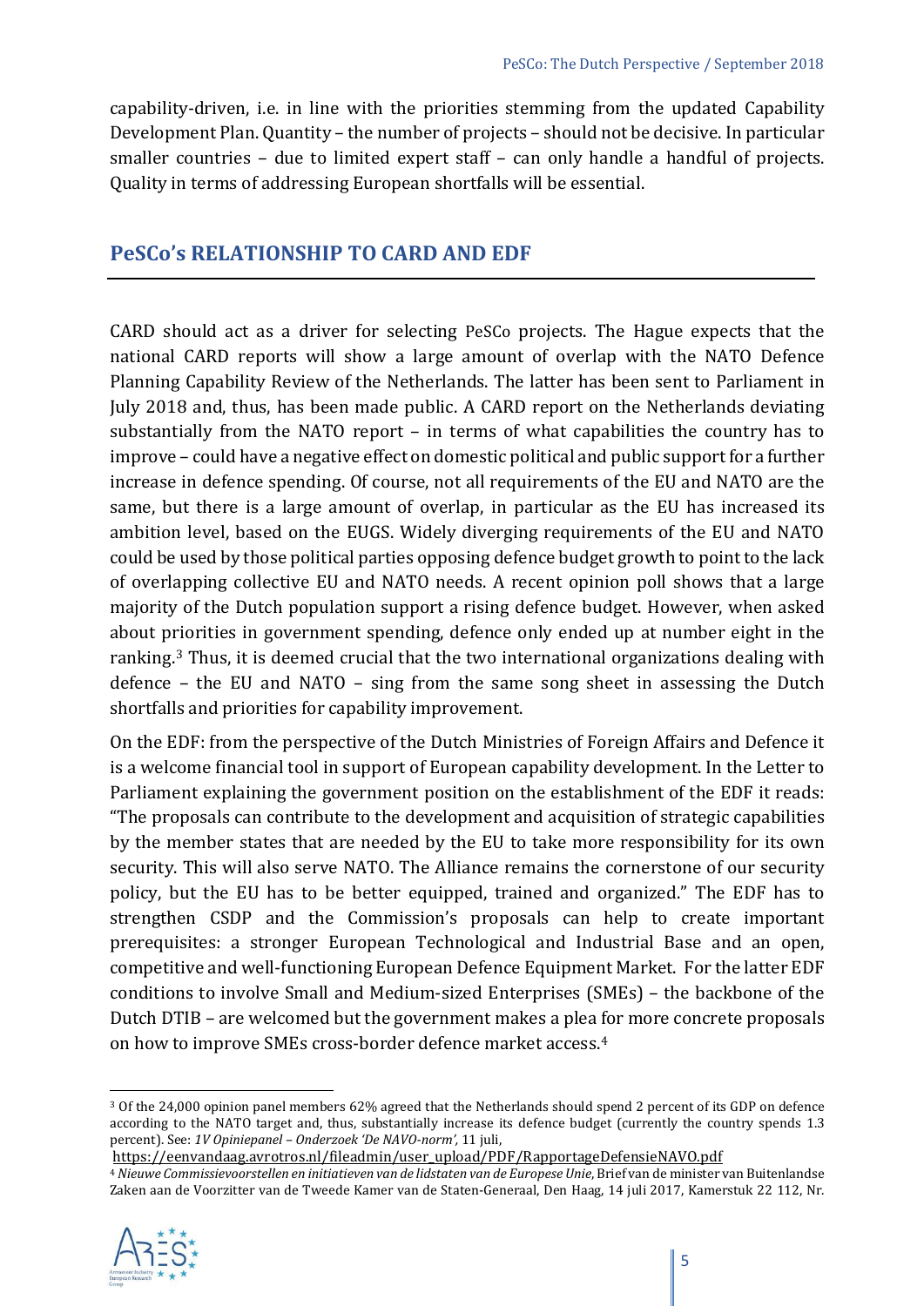capability-driven, i.e. in line with the priorities stemming from the updated Capability Development Plan. Quantity – the number of projects – should not be decisive. In particular smaller countries – due to limited expert staff – can only handle a handful of projects. Quality in terms of addressing European shortfalls will be essential.

## PeSCo's RELATIONSHIP TO CARD AND EDF

CARD should act as a driver for selecting PeSCo projects. The Hague expects that the national CARD reports will show a large amount of overlap with the NATO Defence Planning Capability Review of the Netherlands. The latter has been sent to Parliament in July 2018 and, thus, has been made public. A CARD report on the Netherlands deviating substantially from the NATO report – in terms of what capabilities the country has to improve – could have a negative effect on domestic political and public support for a further increase in defence spending. Of course, not all requirements of the EU and NATO are the same, but there is a large amount of overlap, in particular as the EU has increased its ambition level, based on the EUGS. Widely diverging requirements of the EU and NATO could be used by those political parties opposing defence budget growth to point to the lack of overlapping collective EU and NATO needs. A recent opinion poll shows that a large majority of the Dutch population support a rising defence budget. However, when asked about priorities in government spending, defence only ended up at number eight in the ranking.[3] Thus, it is deemed crucial that the two international organizations dealing with defence – the EU and NATO – sing from the same song sheet in assessing the Dutch shortfalls and priorities for capability improvement.

On the EDF: from the perspective of the Dutch Ministries of Foreign Affairs and Defence it is a welcome financial tool in support of European capability development. In the Letter to Parliament explaining the government position on the establishment of the EDF it reads: "The proposals can contribute to the development and acquisition of strategic capabilities by the member states that are needed by the EU to take more responsibility for its own security. This will also serve NATO. The Alliance remains the cornerstone of our security policy, but the EU has to be better equipped, trained and organized." The EDF has to strengthen CSDP and the Commission's proposals can help to create important prerequisites: a stronger European Technological and Industrial Base and an open, competitive and well-functioning European Defence Equipment Market. For the latter EDF conditions to involve Small and Medium-sized Enterprises (SMEs) – the backbone of the Dutch DTIB – are welcomed but the government makes a plea for more concrete proposals on how to improve SMEs cross-border defence market access.[4]

---

[3] Of the 24,000 opinion panel members 62% agreed that the Netherlands should spend 2 percent of its GDP on defence according to the NATO target and, thus, substantially increase its defence budget (currently the country spends 1.3 percent). See: *1V Opiniepanel – Onderzoek 'De NAVO-norm'*, 11 juli, https://eenvandaag.avrotros.nl/fileadmin/user_upload/PDF/RapportageDefensieNAVO.pdf

[4] *Nieuwe Commissievoorstellen en initiatieven van de lidstaten van de Europese Unie*, Brief van de minister van Buitenlandse Zaken aan de Voorzitter van de Tweede Kamer van de Staten-Generaal, Den Haag, 14 juli 2017, Kamerstuk 22 112, Nr.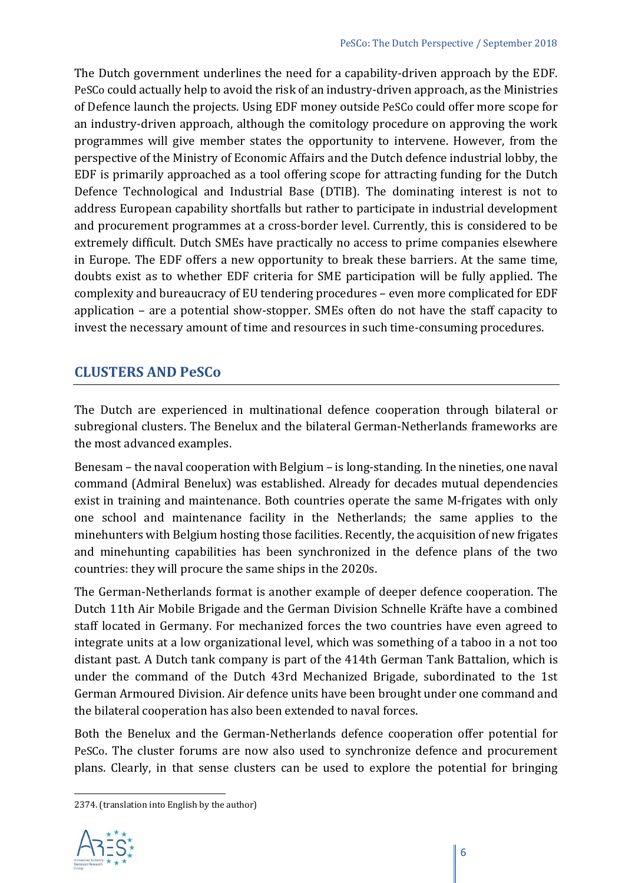The Dutch government underlines the need for a capability-driven approach by the EDF. PeSCo could actually help to avoid the risk of an industry-driven approach, as the Ministries of Defence launch the projects. Using EDF money outside PeSCo could offer more scope for an industry-driven approach, although the comitology procedure on approving the work programmes will give member states the opportunity to intervene. However, from the perspective of the Ministry of Economic Affairs and the Dutch defence industrial lobby, the EDF is primarily approached as a tool offering scope for attracting funding for the Dutch Defence Technological and Industrial Base (DTIB). The dominating interest is not to address European capability shortfalls but rather to participate in industrial development and procurement programmes at a cross-border level. Currently, this is considered to be extremely difficult. Dutch SMEs have practically no access to prime companies elsewhere in Europe. The EDF offers a new opportunity to break these barriers. At the same time, doubts exist as to whether EDF criteria for SME participation will be fully applied. The complexity and bureaucracy of EU tendering procedures – even more complicated for EDF application – are a potential show-stopper. SMEs often do not have the staff capacity to invest the necessary amount of time and resources in such time-consuming procedures.

## CLUSTERS AND PeSCo

The Dutch are experienced in multinational defence cooperation through bilateral or subregional clusters. The Benelux and the bilateral German-Netherlands frameworks are the most advanced examples.

Benesam – the naval cooperation with Belgium – is long-standing. In the nineties, one naval command (Admiral Benelux) was established. Already for decades mutual dependencies exist in training and maintenance. Both countries operate the same M-frigates with only one school and maintenance facility in the Netherlands; the same applies to the minehunters with Belgium hosting those facilities. Recently, the acquisition of new frigates and minehunting capabilities has been synchronized in the defence plans of the two countries: they will procure the same ships in the 2020s.

The German-Netherlands format is another example of deeper defence cooperation. The Dutch 11th Air Mobile Brigade and the German Division Schnelle Kräfte have a combined staff located in Germany. For mechanized forces the two countries have even agreed to integrate units at a low organizational level, which was something of a taboo in a not too distant past. A Dutch tank company is part of the 414th German Tank Battalion, which is under the command of the Dutch 43rd Mechanized Brigade, subordinated to the 1st German Armoured Division. Air defence units have been brought under one command and the bilateral cooperation has also been extended to naval forces.

Both the Benelux and the German-Netherlands defence cooperation offer potential for PeSCo. The cluster forums are now also used to synchronize defence and procurement plans. Clearly, in that sense clusters can be used to explore the potential for bringing

2374. (translation into English by the author)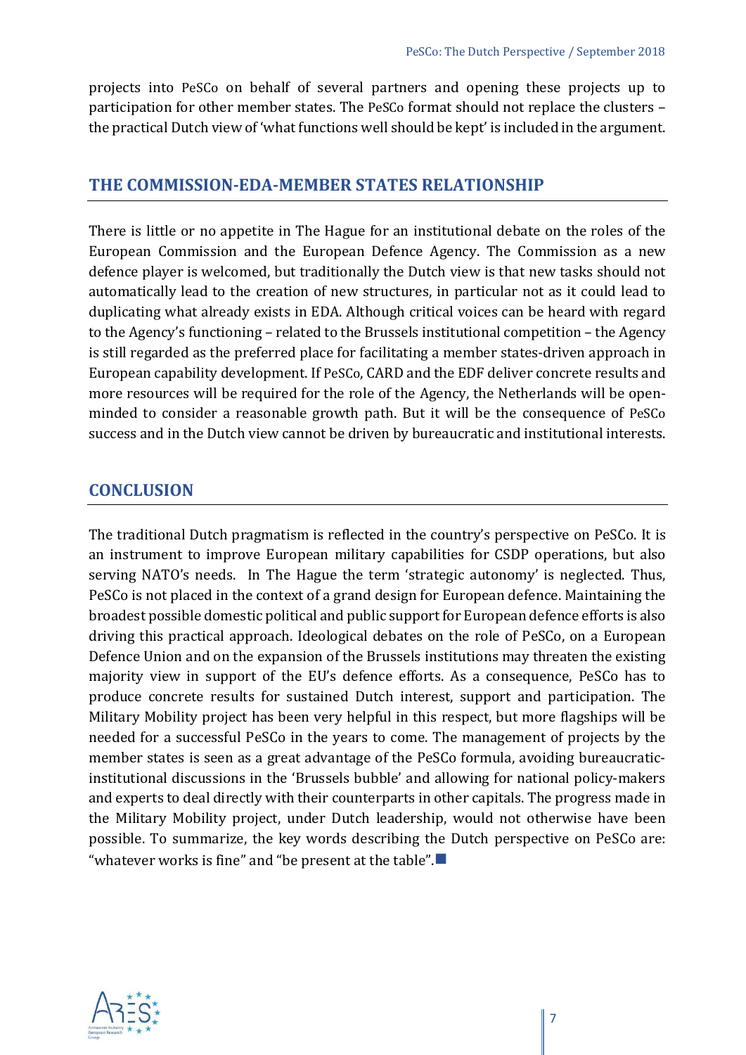projects into PeSCo on behalf of several partners and opening these projects up to participation for other member states. The PeSCo format should not replace the clusters – the practical Dutch view of 'what functions well should be kept' is included in the argument.

## THE COMMISSION-EDA-MEMBER STATES RELATIONSHIP

There is little or no appetite in The Hague for an institutional debate on the roles of the European Commission and the European Defence Agency. The Commission as a new defence player is welcomed, but traditionally the Dutch view is that new tasks should not automatically lead to the creation of new structures, in particular not as it could lead to duplicating what already exists in EDA. Although critical voices can be heard with regard to the Agency's functioning – related to the Brussels institutional competition – the Agency is still regarded as the preferred place for facilitating a member states-driven approach in European capability development. If PeSCo, CARD and the EDF deliver concrete results and more resources will be required for the role of the Agency, the Netherlands will be open-minded to consider a reasonable growth path. But it will be the consequence of PeSCo success and in the Dutch view cannot be driven by bureaucratic and institutional interests.

## CONCLUSION

The traditional Dutch pragmatism is reflected in the country's perspective on PeSCo. It is an instrument to improve European military capabilities for CSDP operations, but also serving NATO's needs. In The Hague the term 'strategic autonomy' is neglected. Thus, PeSCo is not placed in the context of a grand design for European defence. Maintaining the broadest possible domestic political and public support for European defence efforts is also driving this practical approach. Ideological debates on the role of PeSCo, on a European Defence Union and on the expansion of the Brussels institutions may threaten the existing majority view in support of the EU's defence efforts. As a consequence, PeSCo has to produce concrete results for sustained Dutch interest, support and participation. The Military Mobility project has been very helpful in this respect, but more flagships will be needed for a successful PeSCo in the years to come. The management of projects by the member states is seen as a great advantage of the PeSCo formula, avoiding bureaucratic-institutional discussions in the 'Brussels bubble' and allowing for national policy-makers and experts to deal directly with their counterparts in other capitals. The progress made in the Military Mobility project, under Dutch leadership, would not otherwise have been possible. To summarize, the key words describing the Dutch perspective on PeSCo are: "whatever works is fine" and "be present at the table".■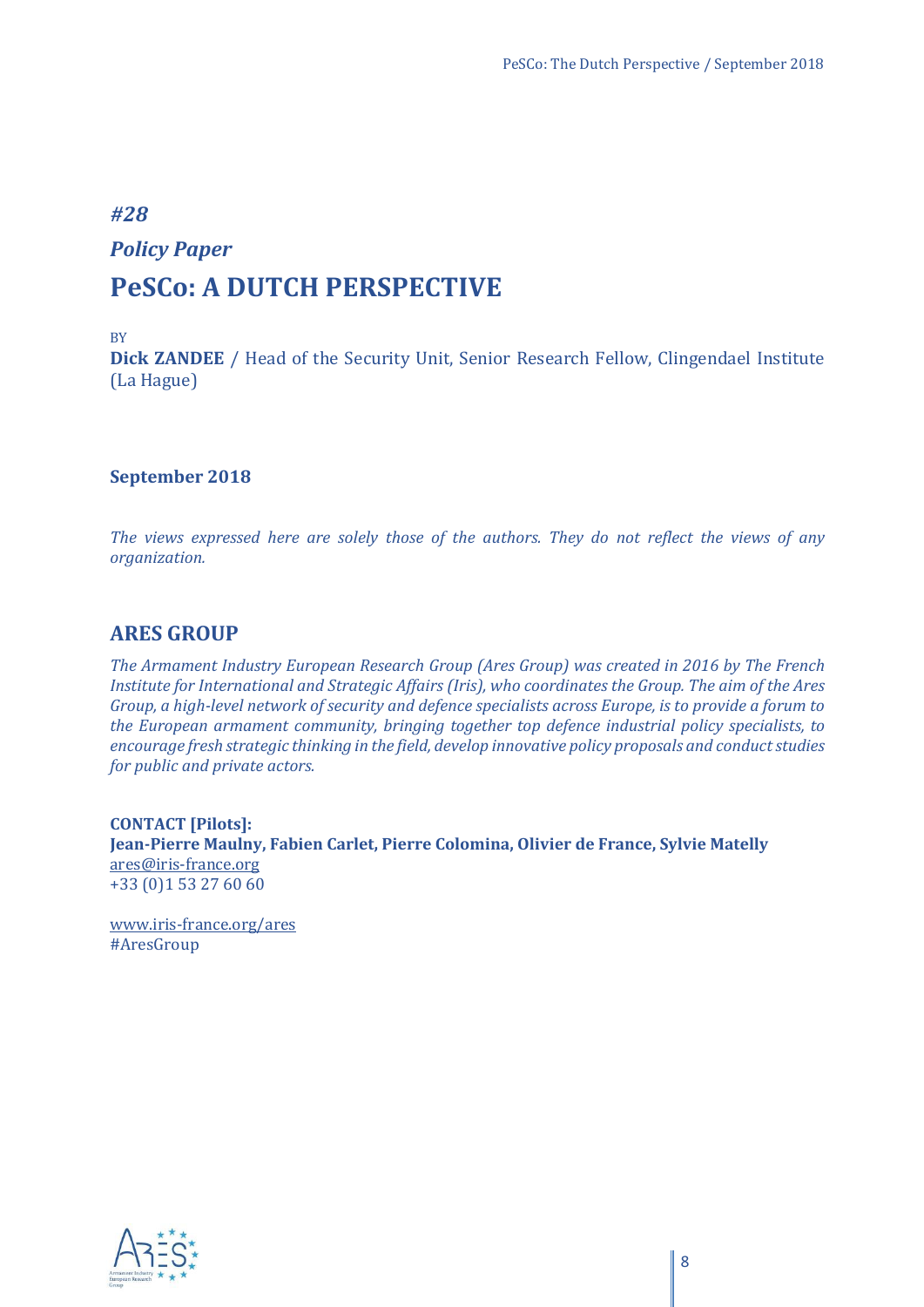*#28*

*Policy Paper*

# PeSCo: A DUTCH PERSPECTIVE

BY

**Dick ZANDEE** / Head of the Security Unit, Senior Research Fellow, Clingendael Institute (La Hague)

**September 2018**

*The views expressed here are solely those of the authors. They do not reflect the views of any organization.*

## ARES GROUP

*The Armament Industry European Research Group (Ares Group) was created in 2016 by The French Institute for International and Strategic Affairs (Iris), who coordinates the Group. The aim of the Ares Group, a high-level network of security and defence specialists across Europe, is to provide a forum to the European armament community, bringing together top defence industrial policy specialists, to encourage fresh strategic thinking in the field, develop innovative policy proposals and conduct studies for public and private actors.*

**CONTACT [Pilots]:**
**Jean-Pierre Maulny, Fabien Carlet, Pierre Colomina, Olivier de France, Sylvie Matelly**
ares@iris-france.org
+33 (0)1 53 27 60 60

www.iris-france.org/ares
#AresGroup